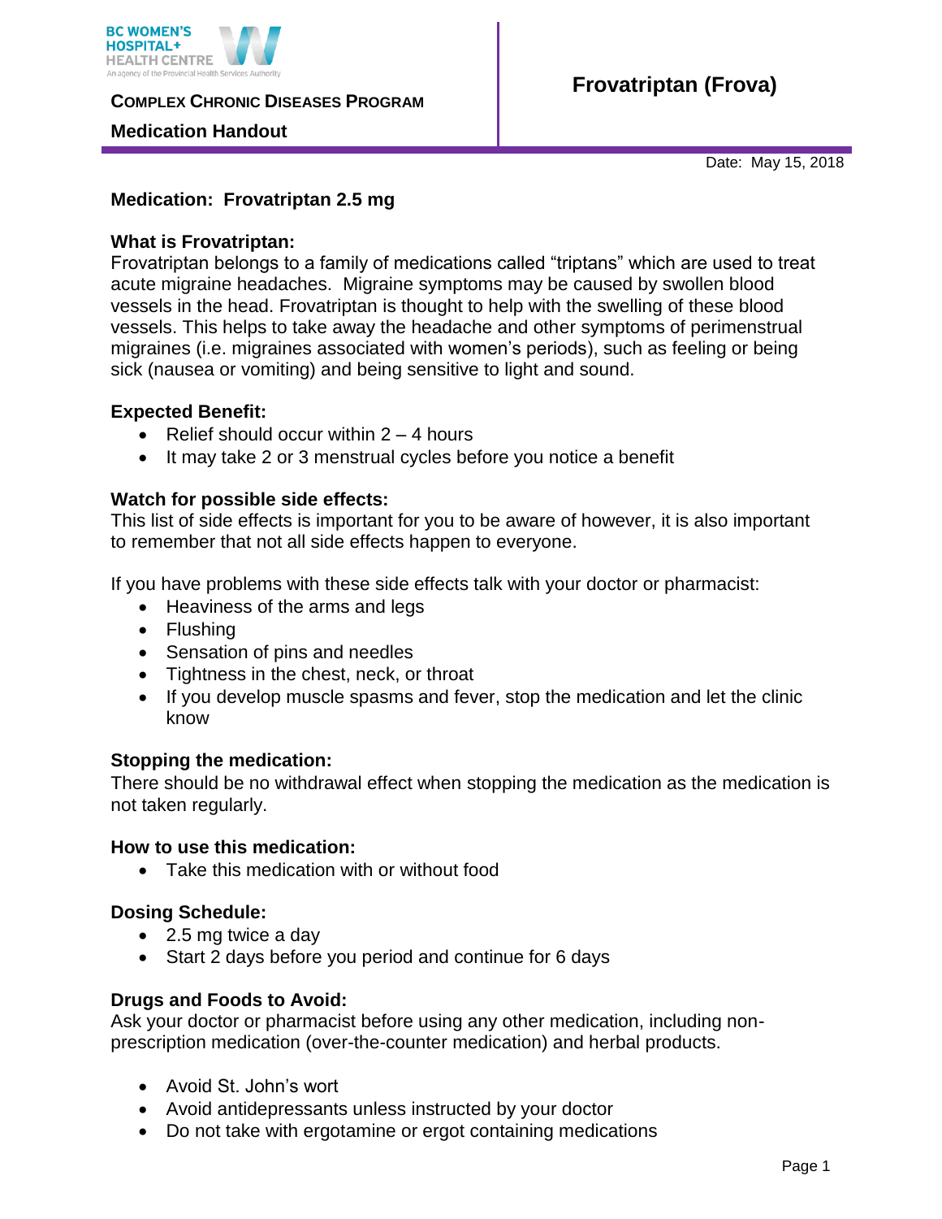BC WOMEN'S HOSPITAL+ HEALTH CENTRE
An agency of the Provincial Health Services Authority

**COMPLEX CHRONIC DISEASES PROGRAM**

**Medication Handout**

# Frovatriptan (Frova)

Date: May 15, 2018

**Medication: Frovatriptan 2.5 mg**

**What is Frovatriptan:**
Frovatriptan belongs to a family of medications called "triptans" which are used to treat acute migraine headaches. Migraine symptoms may be caused by swollen blood vessels in the head. Frovatriptan is thought to help with the swelling of these blood vessels. This helps to take away the headache and other symptoms of perimenstrual migraines (i.e. migraines associated with women's periods), such as feeling or being sick (nausea or vomiting) and being sensitive to light and sound.

**Expected Benefit:**

- Relief should occur within 2 – 4 hours
- It may take 2 or 3 menstrual cycles before you notice a benefit

**Watch for possible side effects:**
This list of side effects is important for you to be aware of however, it is also important to remember that not all side effects happen to everyone.

If you have problems with these side effects talk with your doctor or pharmacist:

- Heaviness of the arms and legs
- Flushing
- Sensation of pins and needles
- Tightness in the chest, neck, or throat
- If you develop muscle spasms and fever, stop the medication and let the clinic know

**Stopping the medication:**
There should be no withdrawal effect when stopping the medication as the medication is not taken regularly.

**How to use this medication:**

- Take this medication with or without food

**Dosing Schedule:**

- 2.5 mg twice a day
- Start 2 days before you period and continue for 6 days

**Drugs and Foods to Avoid:**
Ask your doctor or pharmacist before using any other medication, including non-prescription medication (over-the-counter medication) and herbal products.

- Avoid St. John's wort
- Avoid antidepressants unless instructed by your doctor
- Do not take with ergotamine or ergot containing medications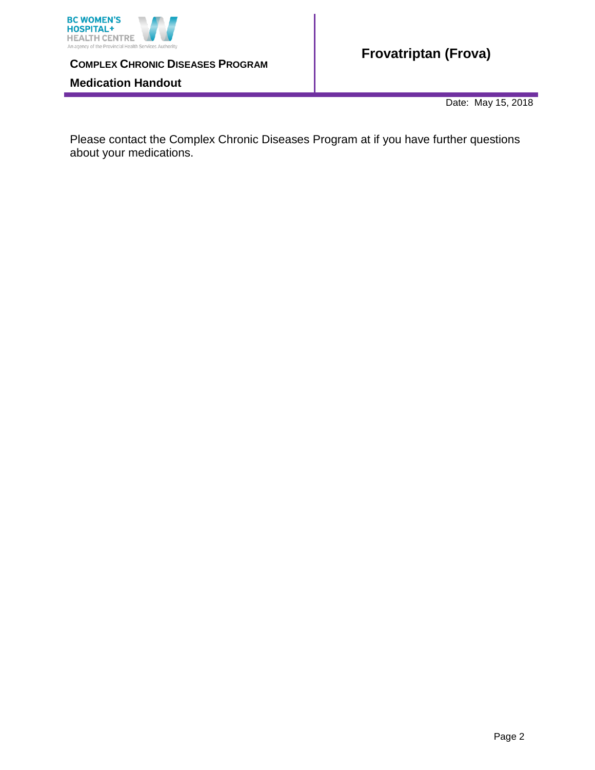Please contact the Complex Chronic Diseases Program at if you have further questions about your medications.